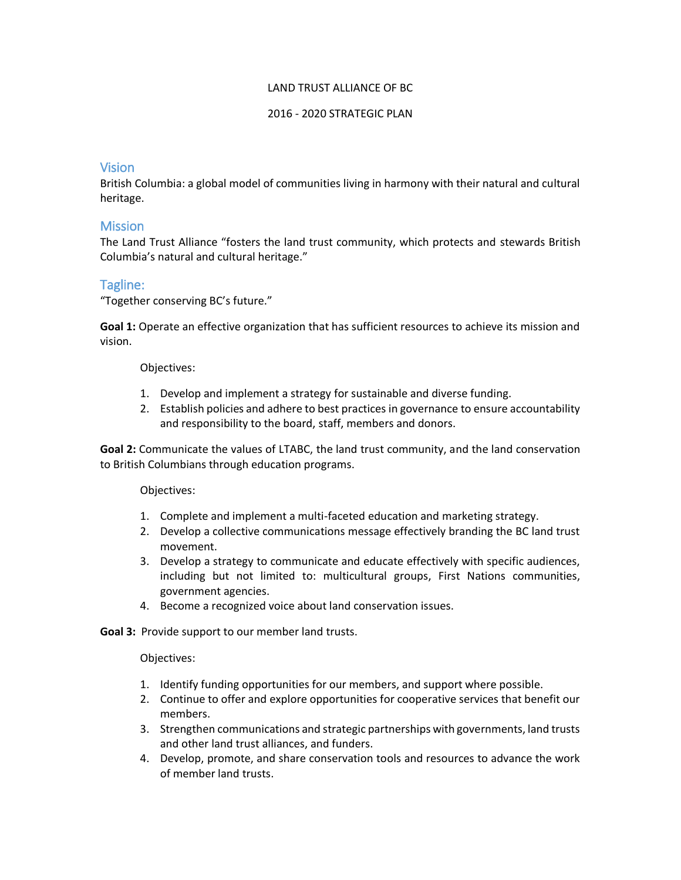# LAND TRUST ALLIANCE OF BC

# 2016 - 2020 STRATEGIC PLAN

## Vision

British Columbia: a global model of communities living in harmony with their natural and cultural heritage.

## Mission

The Land Trust Alliance "fosters the land trust community, which protects and stewards British Columbia's natural and cultural heritage."

## Tagline:

"Together conserving BC's future."

**Goal 1:** Operate an effective organization that has sufficient resources to achieve its mission and vision.

Objectives:

1. Develop and implement a strategy for sustainable and diverse funding.
2. Establish policies and adhere to best practices in governance to ensure accountability and responsibility to the board, staff, members and donors.

**Goal 2:** Communicate the values of LTABC, the land trust community, and the land conservation to British Columbians through education programs.

Objectives:

1. Complete and implement a multi-faceted education and marketing strategy.
2. Develop a collective communications message effectively branding the BC land trust movement.
3. Develop a strategy to communicate and educate effectively with specific audiences, including but not limited to: multicultural groups, First Nations communities, government agencies.
4. Become a recognized voice about land conservation issues.

**Goal 3:** Provide support to our member land trusts.

Objectives:

1. Identify funding opportunities for our members, and support where possible.
2. Continue to offer and explore opportunities for cooperative services that benefit our members.
3. Strengthen communications and strategic partnerships with governments, land trusts and other land trust alliances, and funders.
4. Develop, promote, and share conservation tools and resources to advance the work of member land trusts.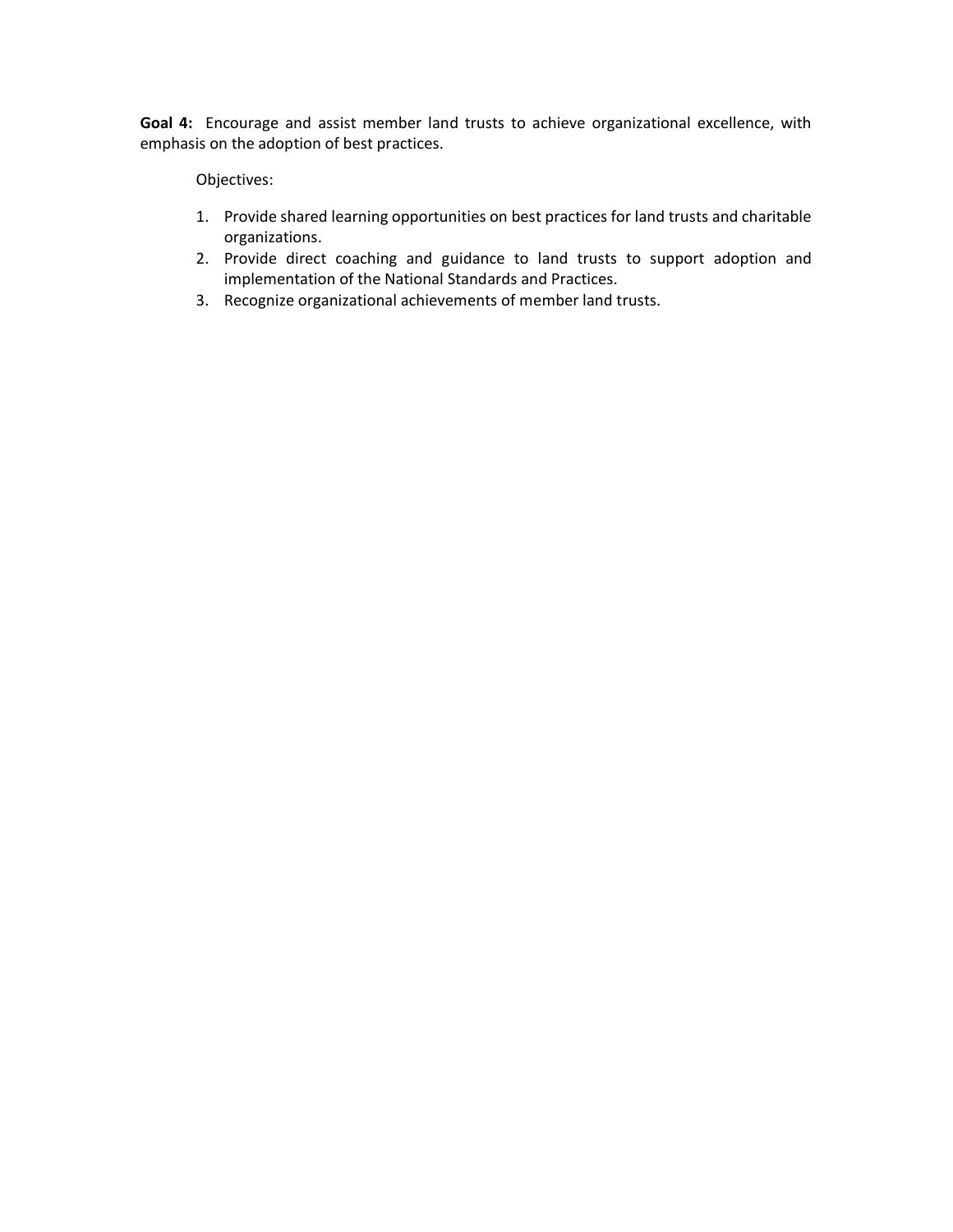**Goal 4:** Encourage and assist member land trusts to achieve organizational excellence, with emphasis on the adoption of best practices.

Objectives:

1. Provide shared learning opportunities on best practices for land trusts and charitable organizations.
2. Provide direct coaching and guidance to land trusts to support adoption and implementation of the National Standards and Practices.
3. Recognize organizational achievements of member land trusts.